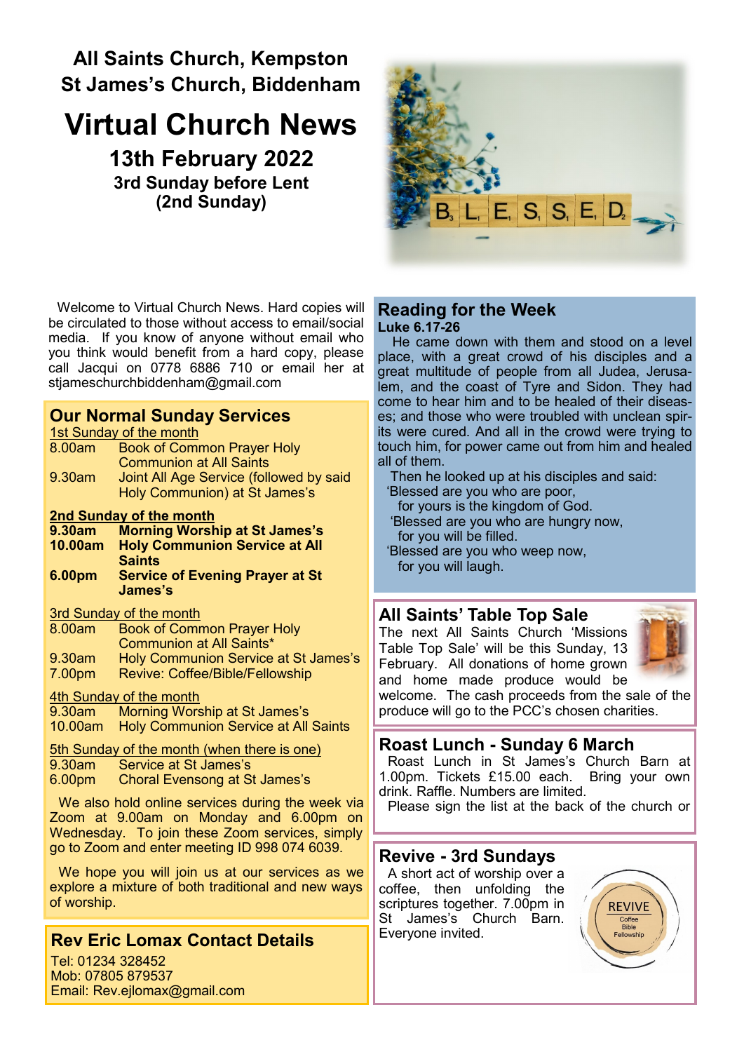# All Saints Church, Kempston
# St James's Church, Biddenham

# Virtual Church News

## 13th February 2022
### 3rd Sunday before Lent
### (2nd Sunday)

Welcome to Virtual Church News. Hard copies will be circulated to those without access to email/social media. If you know of anyone without email who you think would benefit from a hard copy, please call Jacqui on 0778 6886 710 or email her at stjameschurchbiddenham@gmail.com

## Our Normal Sunday Services

1st Sunday of the month

| | |
|---|---|
| 8.00am | Book of Common Prayer Holy Communion at All Saints |
| 9.30am | Joint All Age Service (followed by said Holy Communion) at St James's |

**2nd Sunday of the month**

| | |
|---|---|
| **9.30am** | **Morning Worship at St James's** |
| **10.00am** | **Holy Communion Service at All Saints** |
| **6.00pm** | **Service of Evening Prayer at St James's** |

3rd Sunday of the month

| | |
|---|---|
| 8.00am | Book of Common Prayer Holy Communion at All Saints* |
| 9.30am | Holy Communion Service at St James's |
| 7.00pm | Revive: Coffee/Bible/Fellowship |

4th Sunday of the month

| | |
|---|---|
| 9.30am | Morning Worship at St James's |
| 10.00am | Holy Communion Service at All Saints |

5th Sunday of the month (when there is one)

| | |
|---|---|
| 9.30am | Service at St James's |
| 6.00pm | Choral Evensong at St James's |

We also hold online services during the week via Zoom at 9.00am on Monday and 6.00pm on Wednesday. To join these Zoom services, simply go to Zoom and enter meeting ID 998 074 6039.

We hope you will join us at our services as we explore a mixture of both traditional and new ways of worship.

## Rev Eric Lomax Contact Details

Tel: 01234 328452
Mob: 07805 879537
Email: Rev.ejlomax@gmail.com

## Reading for the Week

**Luke 6.17-26**

He came down with them and stood on a level place, with a great crowd of his disciples and a great multitude of people from all Judea, Jerusalem, and the coast of Tyre and Sidon. They had come to hear him and to be healed of their diseases; and those who were troubled with unclean spirits were cured. And all in the crowd were trying to touch him, for power came out from him and healed all of them.

Then he looked up at his disciples and said:
'Blessed are you who are poor,
for yours is the kingdom of God.
'Blessed are you who are hungry now,
for you will be filled.
'Blessed are you who weep now,
for you will laugh.

## All Saints' Table Top Sale

The next All Saints Church 'Missions Table Top Sale' will be this Sunday, 13 February. All donations of home grown and home made produce would be welcome. The cash proceeds from the sale of the produce will go to the PCC's chosen charities.

## Roast Lunch - Sunday 6 March

Roast Lunch in St James's Church Barn at 1.00pm. Tickets £15.00 each. Bring your own drink. Raffle. Numbers are limited.

Please sign the list at the back of the church or

## Revive - 3rd Sundays

A short act of worship over a coffee, then unfolding the scriptures together. 7.00pm in St James's Church Barn. Everyone invited.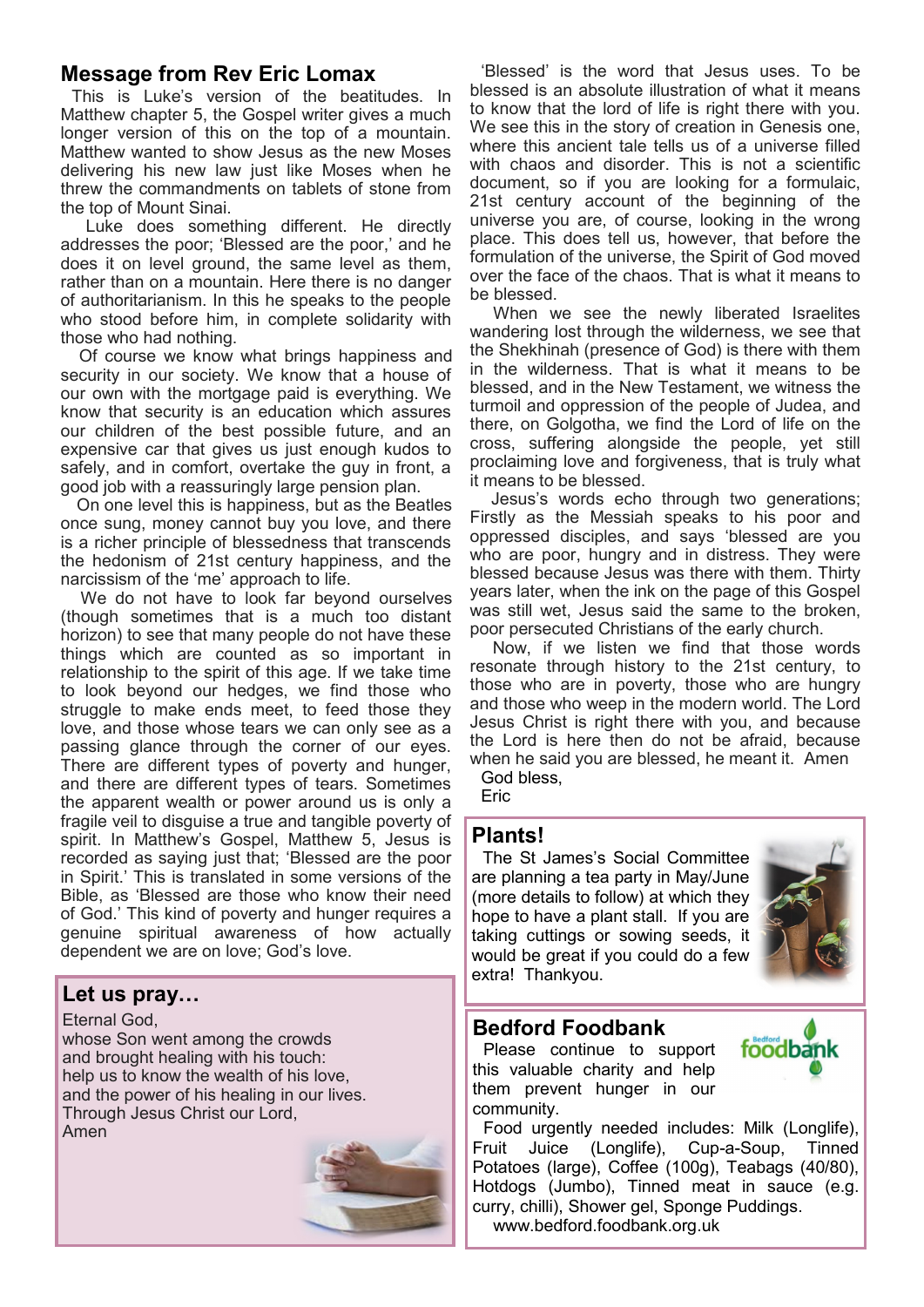## Message from Rev Eric Lomax

This is Luke's version of the beatitudes. In Matthew chapter 5, the Gospel writer gives a much longer version of this on the top of a mountain. Matthew wanted to show Jesus as the new Moses delivering his new law just like Moses when he threw the commandments on tablets of stone from the top of Mount Sinai.

Luke does something different. He directly addresses the poor; 'Blessed are the poor,' and he does it on level ground, the same level as them, rather than on a mountain. Here there is no danger of authoritarianism. In this he speaks to the people who stood before him, in complete solidarity with those who had nothing.

Of course we know what brings happiness and security in our society. We know that a house of our own with the mortgage paid is everything. We know that security is an education which assures our children of the best possible future, and an expensive car that gives us just enough kudos to safely, and in comfort, overtake the guy in front, a good job with a reassuringly large pension plan.

On one level this is happiness, but as the Beatles once sung, money cannot buy you love, and there is a richer principle of blessedness that transcends the hedonism of 21st century happiness, and the narcissism of the 'me' approach to life.

We do not have to look far beyond ourselves (though sometimes that is a much too distant horizon) to see that many people do not have these things which are counted as so important in relationship to the spirit of this age. If we take time to look beyond our hedges, we find those who struggle to make ends meet, to feed those they love, and those whose tears we can only see as a passing glance through the corner of our eyes. There are different types of poverty and hunger, and there are different types of tears. Sometimes the apparent wealth or power around us is only a fragile veil to disguise a true and tangible poverty of spirit. In Matthew's Gospel, Matthew 5, Jesus is recorded as saying just that; 'Blessed are the poor in Spirit.' This is translated in some versions of the Bible, as 'Blessed are those who know their need of God.' This kind of poverty and hunger requires a genuine spiritual awareness of how actually dependent we are on love; God's love.

'Blessed' is the word that Jesus uses. To be blessed is an absolute illustration of what it means to know that the lord of life is right there with you. We see this in the story of creation in Genesis one, where this ancient tale tells us of a universe filled with chaos and disorder. This is not a scientific document, so if you are looking for a formulaic, 21st century account of the beginning of the universe you are, of course, looking in the wrong place. This does tell us, however, that before the formulation of the universe, the Spirit of God moved over the face of the chaos. That is what it means to be blessed.

When we see the newly liberated Israelites wandering lost through the wilderness, we see that the Shekhinah (presence of God) is there with them in the wilderness. That is what it means to be blessed, and in the New Testament, we witness the turmoil and oppression of the people of Judea, and there, on Golgotha, we find the Lord of life on the cross, suffering alongside the people, yet still proclaiming love and forgiveness, that is truly what it means to be blessed.

Jesus's words echo through two generations; Firstly as the Messiah speaks to his poor and oppressed disciples, and says 'blessed are you who are poor, hungry and in distress. They were blessed because Jesus was there with them. Thirty years later, when the ink on the page of this Gospel was still wet, Jesus said the same to the broken, poor persecuted Christians of the early church.

Now, if we listen we find that those words resonate through history to the 21st century, to those who are in poverty, those who are hungry and those who weep in the modern world. The Lord Jesus Christ is right there with you, and because the Lord is here then do not be afraid, because when he said you are blessed, he meant it. Amen

God bless,

Eric

## Let us pray…

Eternal God,
whose Son went among the crowds
and brought healing with his touch:
help us to know the wealth of his love,
and the power of his healing in our lives.
Through Jesus Christ our Lord,
Amen

## Plants!

The St James's Social Committee are planning a tea party in May/June (more details to follow) at which they hope to have a plant stall. If you are taking cuttings or sowing seeds, it would be great if you could do a few extra! Thankyou.

## Bedford Foodbank

Please continue to support this valuable charity and help them prevent hunger in our community.

Food urgently needed includes: Milk (Longlife), Fruit Juice (Longlife), Cup-a-Soup, Tinned Potatoes (large), Coffee (100g), Teabags (40/80), Hotdogs (Jumbo), Tinned meat in sauce (e.g. curry, chilli), Shower gel, Sponge Puddings.

www.bedford.foodbank.org.uk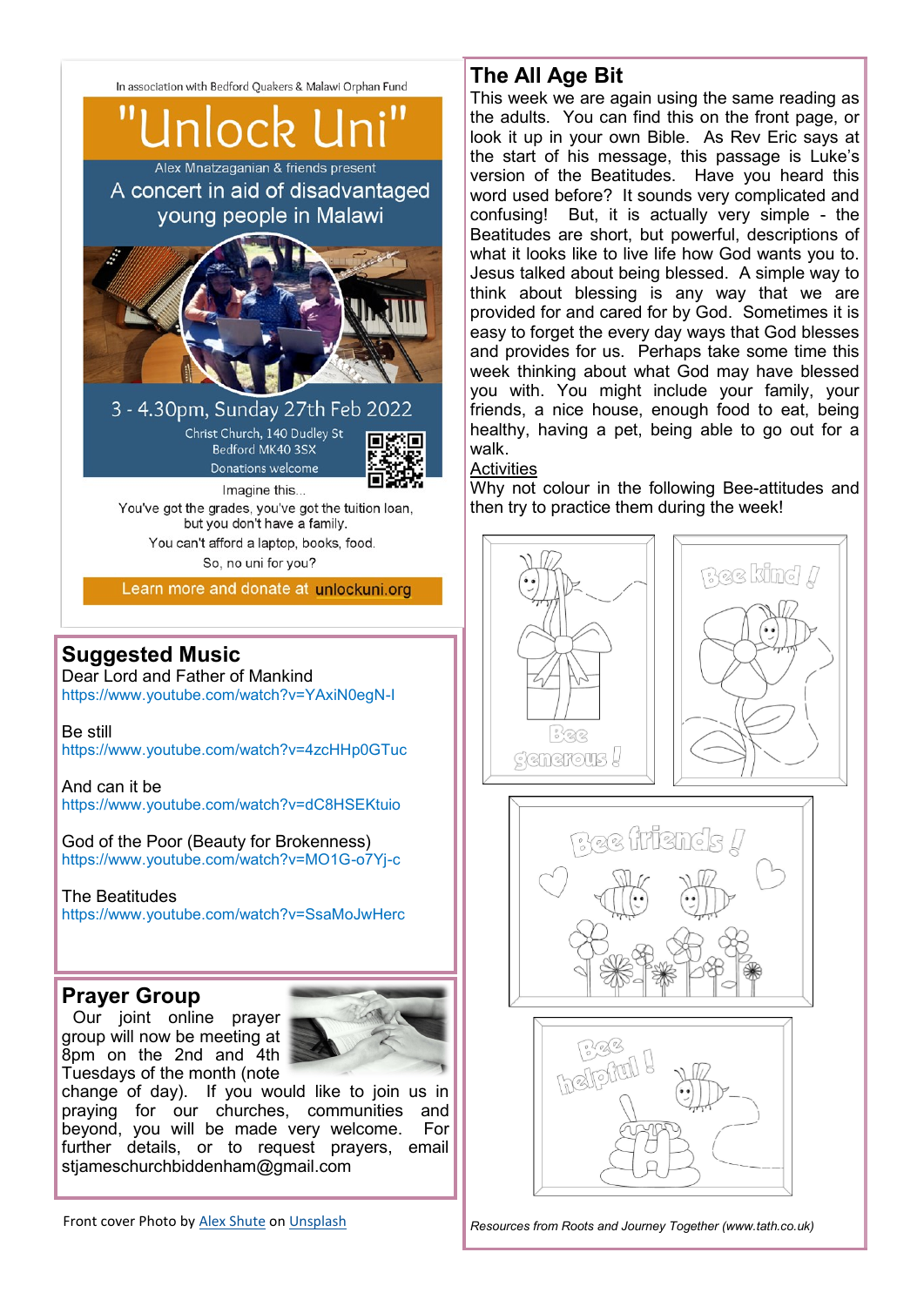In association with Bedford Quakers & Malawi Orphan Fund

# "Unlock Uni"

Alex Mnatzaganian & friends present

A concert in aid of disadvantaged young people in Malawi

3 - 4.30pm, Sunday 27th Feb 2022

Christ Church, 140 Dudley St
Bedford MK40 3SX
Donations welcome

Imagine this...
You've got the grades, you've got the tuition loan, but you don't have a family.
You can't afford a laptop, books, food.
So, no uni for you?

Learn more and donate at unlockuni.org

## Suggested Music

Dear Lord and Father of Mankind
https://www.youtube.com/watch?v=YAxiN0egN-I

Be still
https://www.youtube.com/watch?v=4zcHHp0GTuc

And can it be
https://www.youtube.com/watch?v=dC8HSEKtuio

God of the Poor (Beauty for Brokenness)
https://www.youtube.com/watch?v=MO1G-o7Yj-c

The Beatitudes
https://www.youtube.com/watch?v=SsaMoJwHerc

## Prayer Group

Our joint online prayer group will now be meeting at 8pm on the 2nd and 4th Tuesdays of the month (note change of day). If you would like to join us in praying for our churches, communities and beyond, you will be made very welcome. For further details, or to request prayers, email stjameschurchbiddenham@gmail.com

Front cover Photo by Alex Shute on Unsplash

## The All Age Bit

This week we are again using the same reading as the adults. You can find this on the front page, or look it up in your own Bible. As Rev Eric says at the start of his message, this passage is Luke's version of the Beatitudes. Have you heard this word used before? It sounds very complicated and confusing! But, it is actually very simple - the Beatitudes are short, but powerful, descriptions of what it looks like to live life how God wants you to. Jesus talked about being blessed. A simple way to think about blessing is any way that we are provided for and cared for by God. Sometimes it is easy to forget the every day ways that God blesses and provides for us. Perhaps take some time this week thinking about what God may have blessed you with. You might include your family, your friends, a nice house, enough food to eat, being healthy, having a pet, being able to go out for a walk.

Activities

Why not colour in the following Bee-attitudes and then try to practice them during the week!

Bee generous!

Bee kind!

Bee friends!

Bee helpful!

*Resources from Roots and Journey Together (www.tath.co.uk)*